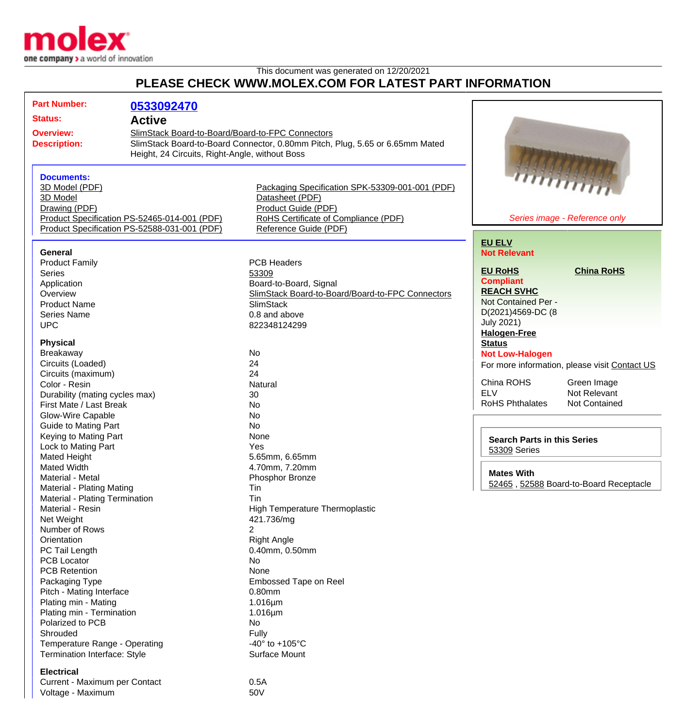This document was generated on 12/20/2021

## PLEASE CHECK WWW.MOLEX.COM FOR LATEST PART INFORMATION

**Part Number:** 0533092470

**Status:** Active

**Overview:** SlimStack Board-to-Board/Board-to-FPC Connectors

**Description:** SlimStack Board-to-Board Connector, 0.80mm Pitch, Plug, 5.65 or 6.65mm Mated Height, 24 Circuits, Right-Angle, without Boss

**Documents:**
- 3D Model (PDF)
- 3D Model
- Drawing (PDF)
- Product Specification PS-52465-014-001 (PDF)
- Product Specification PS-52588-031-001 (PDF)
- Packaging Specification SPK-53309-001-001 (PDF)
- Datasheet (PDF)
- Product Guide (PDF)
- RoHS Certificate of Compliance (PDF)
- Reference Guide (PDF)

*Series image - Reference only*

**EU ELV**
Not Relevant

**EU RoHS**
Compliant

**China RoHS**

**REACH SVHC**
Not Contained Per - D(2021)4569-DC (8 July 2021)

**Halogen-Free Status**
Not Low-Halogen

For more information, please visit Contact US

| | |
|---|---|
| China ROHS | Green Image |
| ELV | Not Relevant |
| RoHS Phthalates | Not Contained |

**Search Parts in this Series**
53309 Series

**Mates With**
52465 , 52588 Board-to-Board Receptacle

### General

| | |
|---|---|
| Product Family | PCB Headers |
| Series | 53309 |
| Application | Board-to-Board, Signal |
| Overview | SlimStack Board-to-Board/Board-to-FPC Connectors |
| Product Name | SlimStack |
| Series Name | 0.8 and above |
| UPC | 822348124299 |

### Physical

| | |
|---|---|
| Breakaway | No |
| Circuits (Loaded) | 24 |
| Circuits (maximum) | 24 |
| Color - Resin | Natural |
| Durability (mating cycles max) | 30 |
| First Mate / Last Break | No |
| Glow-Wire Capable | No |
| Guide to Mating Part | No |
| Keying to Mating Part | None |
| Lock to Mating Part | Yes |
| Mated Height | 5.65mm, 6.65mm |
| Mated Width | 4.70mm, 7.20mm |
| Material - Metal | Phosphor Bronze |
| Material - Plating Mating | Tin |
| Material - Plating Termination | Tin |
| Material - Resin | High Temperature Thermoplastic |
| Net Weight | 421.736/mg |
| Number of Rows | 2 |
| Orientation | Right Angle |
| PC Tail Length | 0.40mm, 0.50mm |
| PCB Locator | No |
| PCB Retention | None |
| Packaging Type | Embossed Tape on Reel |
| Pitch - Mating Interface | 0.80mm |
| Plating min - Mating | 1.016µm |
| Plating min - Termination | 1.016µm |
| Polarized to PCB | No |
| Shrouded | Fully |
| Temperature Range - Operating | -40° to +105°C |
| Termination Interface: Style | Surface Mount |

### Electrical

| | |
|---|---|
| Current - Maximum per Contact | 0.5A |
| Voltage - Maximum | 50V |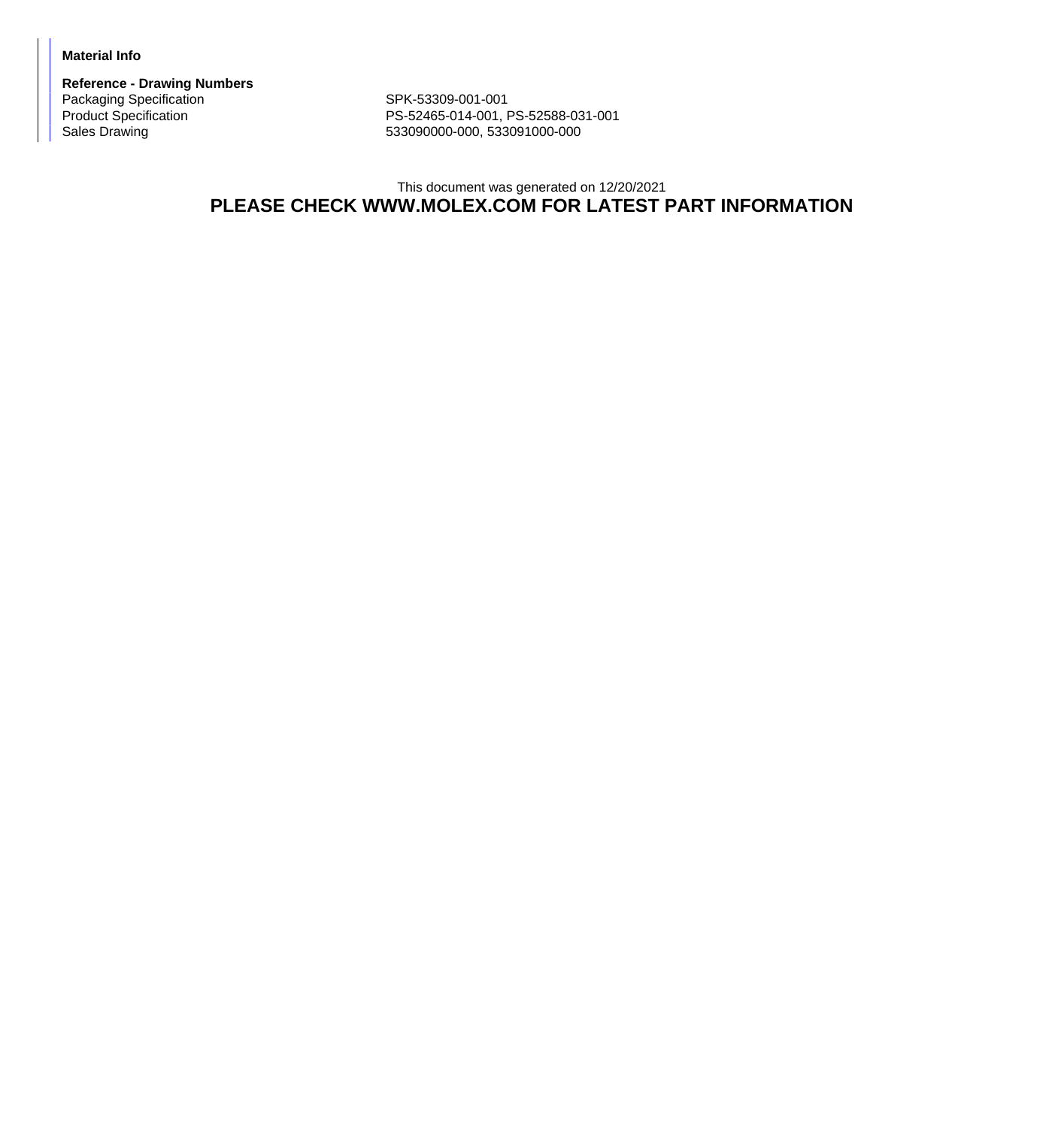**Material Info**

**Reference - Drawing Numbers**

| | |
|---|---|
| Packaging Specification | SPK-53309-001-001 |
| Product Specification | PS-52465-014-001, PS-52588-031-001 |
| Sales Drawing | 533090000-000, 533091000-000 |

This document was generated on 12/20/2021

**PLEASE CHECK WWW.MOLEX.COM FOR LATEST PART INFORMATION**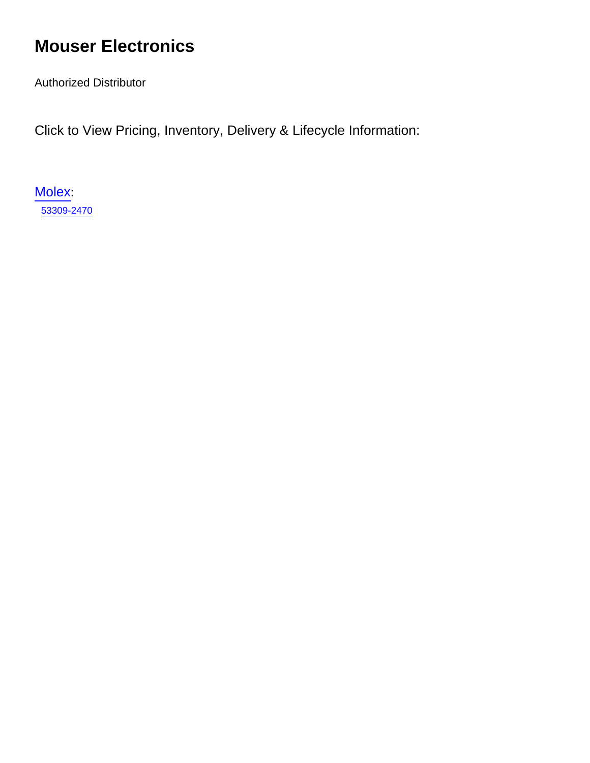# Mouser Electronics

Authorized Distributor

Click to View Pricing, Inventory, Delivery & Lifecycle Information:

Molex:

53309-2470